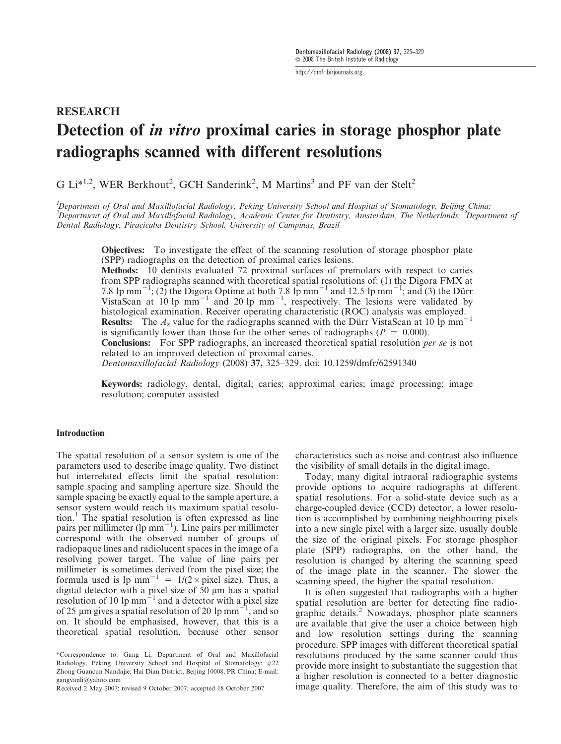RESEARCH

# Detection of *in vitro* proximal caries in storage phosphor plate radiographs scanned with different resolutions

G Li*[1,2], WER Berkhout[2], GCH Sanderink[2], M Martins[3] and PF van der Stelt[2]

[1]Department of Oral and Maxillofacial Radiology, Peking University School and Hospital of Stomatology, Beijing China; [2]Department of Oral and Maxillofacial Radiology, Academic Center for Dentistry, Amsterdam, The Netherlands; [3]Department of Dental Radiology, Piracicaba Dentistry School, University of Campinas, Brazil

**Objectives:** To investigate the effect of the scanning resolution of storage phosphor plate (SPP) radiographs on the detection of proximal caries lesions.

**Methods:** 10 dentists evaluated 72 proximal surfaces of premolars with respect to caries from SPP radiographs scanned with theoretical spatial resolutions of: (1) the Digora FMX at 7.8 lp mm$^{-1}$; (2) the Digora Optime at both 7.8 lp mm$^{-1}$ and 12.5 lp mm$^{-1}$; and (3) the Dürr VistaScan at 10 lp mm$^{-1}$ and 20 lp mm$^{-1}$, respectively. The lesions were validated by histological examination. Receiver operating characteristic (ROC) analysis was employed.

**Results:** The $A_z$ value for the radiographs scanned with the Dürr VistaScan at 10 lp mm$^{-1}$ is significantly lower than those for the other series of radiographs ($P = 0.000$).

**Conclusions:** For SPP radiographs, an increased theoretical spatial resolution *per se* is not related to an improved detection of proximal caries.

*Dentomaxillofacial Radiology* (2008) **37,** 325–329. doi: 10.1259/dmfr/62591340

**Keywords:** radiology, dental, digital; caries; approximal caries; image processing; image resolution; computer assisted

## Introduction

The spatial resolution of a sensor system is one of the parameters used to describe image quality. Two distinct but interrelated effects limit the spatial resolution: sample spacing and sampling aperture size. Should the sample spacing be exactly equal to the sample aperture, a sensor system would reach its maximum spatial resolution.[1] The spatial resolution is often expressed as line pairs per millimeter (lp mm$^{-1}$). Line pairs per millimeter correspond with the observed number of groups of radiopaque lines and radiolucent spaces in the image of a resolving power target. The value of line pairs per millimeter is sometimes derived from the pixel size; the formula used is lp mm$^{-1}$ = 1/(2 × pixel size). Thus, a digital detector with a pixel size of 50 μm has a spatial resolution of 10 lp mm$^{-1}$ and a detector with a pixel size of 25 μm gives a spatial resolution of 20 lp mm$^{-1}$, and so on. It should be emphasised, however, that this is a theoretical spatial resolution, because other sensor characteristics such as noise and contrast also influence the visibility of small details in the digital image.

Today, many digital intraoral radiographic systems provide options to acquire radiographs at different spatial resolutions. For a solid-state device such as a charge-coupled device (CCD) detector, a lower resolution is accomplished by combining neighbouring pixels into a new single pixel with a larger size, usually double the size of the original pixels. For storage phosphor plate (SPP) radiographs, on the other hand, the resolution is changed by altering the scanning speed of the image plate in the scanner. The slower the scanning speed, the higher the spatial resolution.

It is often suggested that radiographs with a higher spatial resolution are better for detecting fine radiographic details.[2] Nowadays, phosphor plate scanners are available that give the user a choice between high and low resolution settings during the scanning procedure. SPP images with different theoretical spatial resolutions produced by the same scanner could thus provide more insight to substantiate the suggestion that a higher resolution is connected to a better diagnostic image quality. Therefore, the aim of this study was to

*Correspondence to: Gang Li, Department of Oral and Maxillofacial Radiology, Peking University School and Hospital of Stomatology: #22 Zhong Guancun Nandajie, Hai Dian District, Beijing 10008, PR China; E-mail: gangvanli@yahoo.com

Received 2 May 2007; revised 9 October 2007; accepted 18 October 2007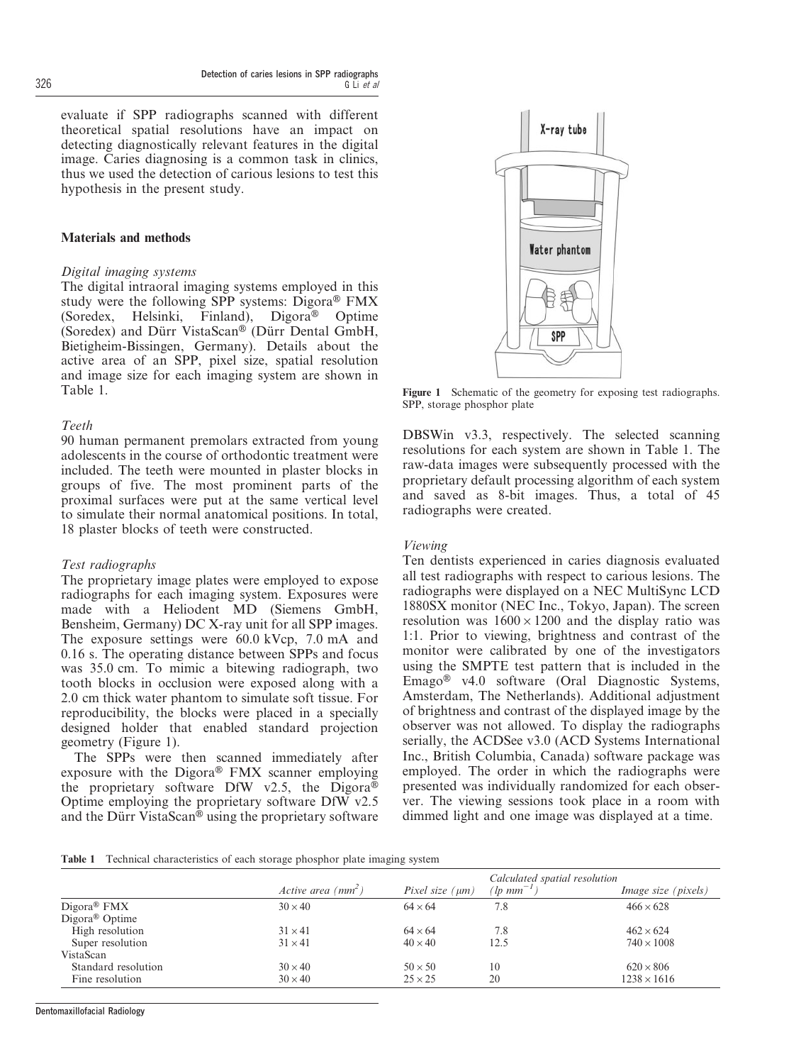evaluate if SPP radiographs scanned with different theoretical spatial resolutions have an impact on detecting diagnostically relevant features in the digital image. Caries diagnosing is a common task in clinics, thus we used the detection of carious lesions to test this hypothesis in the present study.

## Materials and methods

### *Digital imaging systems*

The digital intraoral imaging systems employed in this study were the following SPP systems: Digora® FMX (Soredex, Helsinki, Finland), Digora® Optime (Soredex) and Dürr VistaScan® (Dürr Dental GmbH, Bietigheim-Bissingen, Germany). Details about the active area of an SPP, pixel size, spatial resolution and image size for each imaging system are shown in Table 1.

### *Teeth*

90 human permanent premolars extracted from young adolescents in the course of orthodontic treatment were included. The teeth were mounted in plaster blocks in groups of five. The most prominent parts of the proximal surfaces were put at the same vertical level to simulate their normal anatomical positions. In total, 18 plaster blocks of teeth were constructed.

### *Test radiographs*

The proprietary image plates were employed to expose radiographs for each imaging system. Exposures were made with a Heliodent MD (Siemens GmbH, Bensheim, Germany) DC X-ray unit for all SPP images. The exposure settings were 60.0 kVcp, 7.0 mA and 0.16 s. The operating distance between SPPs and focus was 35.0 cm. To mimic a bitewing radiograph, two tooth blocks in occlusion were exposed along with a 2.0 cm thick water phantom to simulate soft tissue. For reproducibility, the blocks were placed in a specially designed holder that enabled standard projection geometry (Figure 1).

The SPPs were then scanned immediately after exposure with the Digora® FMX scanner employing the proprietary software DfW v2.5, the Digora® Optime employing the proprietary software DfW v2.5 and the Dürr VistaScan® using the proprietary software DBSWin v3.3, respectively. The selected scanning resolutions for each system are shown in Table 1. The raw-data images were subsequently processed with the proprietary default processing algorithm of each system and saved as 8-bit images. Thus, a total of 45 radiographs were created.

**Figure 1** Schematic of the geometry for exposing test radiographs. SPP, storage phosphor plate

### *Viewing*

Ten dentists experienced in caries diagnosis evaluated all test radiographs with respect to carious lesions. The radiographs were displayed on a NEC MultiSync LCD 1880SX monitor (NEC Inc., Tokyo, Japan). The screen resolution was $1600 \times 1200$ and the display ratio was 1:1. Prior to viewing, brightness and contrast of the monitor were calibrated by one of the investigators using the SMPTE test pattern that is included in the Emago® v4.0 software (Oral Diagnostic Systems, Amsterdam, The Netherlands). Additional adjustment of brightness and contrast of the displayed image by the observer was not allowed. To display the radiographs serially, the ACDSee v3.0 (ACD Systems International Inc., British Columbia, Canada) software package was employed. The order in which the radiographs were presented was individually randomized for each observer. The viewing sessions took place in a room with dimmed light and one image was displayed at a time.

**Table 1** Technical characteristics of each storage phosphor plate imaging system

| | *Active area* ($mm^2$) | *Pixel size* (μm) | *Calculated spatial resolution* ($lp\ mm^{-1}$) | *Image size (pixels)* |
|---|---|---|---|---|
| Digora® FMX | $30 \times 40$ | $64 \times 64$ | 7.8 | $466 \times 628$ |
| Digora® Optime | | | | |
| High resolution | $31 \times 41$ | $64 \times 64$ | 7.8 | $462 \times 624$ |
| Super resolution | $31 \times 41$ | $40 \times 40$ | 12.5 | $740 \times 1008$ |
| VistaScan | | | | |
| Standard resolution | $30 \times 40$ | $50 \times 50$ | 10 | $620 \times 806$ |
| Fine resolution | $30 \times 40$ | $25 \times 25$ | 20 | $1238 \times 1616$ |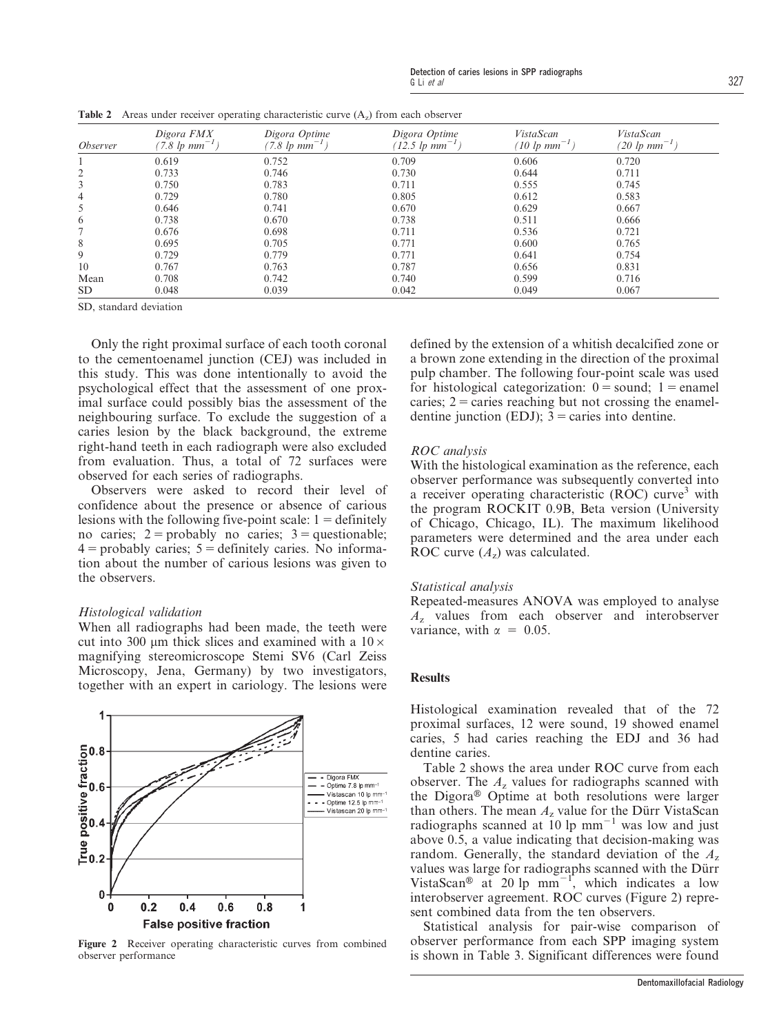**Table 2** Areas under receiver operating characteristic curve ($A_z$) from each observer

| *Observer* | *Digora FMX (7.8 lp mm$^{-1}$)* | *Digora Optime (7.8 lp mm$^{-1}$)* | *Digora Optime (12.5 lp mm$^{-1}$)* | *VistaScan (10 lp mm$^{-1}$)* | *VistaScan (20 lp mm$^{-1}$)* |
|---|---|---|---|---|---|
| 1 | 0.619 | 0.752 | 0.709 | 0.606 | 0.720 |
| 2 | 0.733 | 0.746 | 0.730 | 0.644 | 0.711 |
| 3 | 0.750 | 0.783 | 0.711 | 0.555 | 0.745 |
| 4 | 0.729 | 0.780 | 0.805 | 0.612 | 0.583 |
| 5 | 0.646 | 0.741 | 0.670 | 0.629 | 0.667 |
| 6 | 0.738 | 0.670 | 0.738 | 0.511 | 0.666 |
| 7 | 0.676 | 0.698 | 0.711 | 0.536 | 0.721 |
| 8 | 0.695 | 0.705 | 0.771 | 0.600 | 0.765 |
| 9 | 0.729 | 0.779 | 0.771 | 0.641 | 0.754 |
| 10 | 0.767 | 0.763 | 0.787 | 0.656 | 0.831 |
| Mean | 0.708 | 0.742 | 0.740 | 0.599 | 0.716 |
| SD | 0.048 | 0.039 | 0.042 | 0.049 | 0.067 |

SD, standard deviation

Only the right proximal surface of each tooth coronal to the cementoenamel junction (CEJ) was included in this study. This was done intentionally to avoid the psychological effect that the assessment of one proximal surface could possibly bias the assessment of the neighbouring surface. To exclude the suggestion of a caries lesion by the black background, the extreme right-hand teeth in each radiograph were also excluded from evaluation. Thus, a total of 72 surfaces were observed for each series of radiographs.

Observers were asked to record their level of confidence about the presence or absence of carious lesions with the following five-point scale: 1 = definitely no caries; 2 = probably no caries; 3 = questionable; 4 = probably caries; 5 = definitely caries. No information about the number of carious lesions was given to the observers.

### *Histological validation*

When all radiographs had been made, the teeth were cut into 300 μm thick slices and examined with a 10 × magnifying stereomicroscope Stemi SV6 (Carl Zeiss Microscopy, Jena, Germany) by two investigators, together with an expert in cariology. The lesions were defined by the extension of a whitish decalcified zone or a brown zone extending in the direction of the proximal pulp chamber. The following four-point scale was used for histological categorization: 0 = sound; 1 = enamel caries; 2 = caries reaching but not crossing the enamel-dentine junction (EDJ); 3 = caries into dentine.

**Figure 2** Receiver operating characteristic curves from combined observer performance

### *ROC analysis*

With the histological examination as the reference, each observer performance was subsequently converted into a receiver operating characteristic (ROC) curve[3] with the program ROCKIT 0.9B, Beta version (University of Chicago, Chicago, IL). The maximum likelihood parameters were determined and the area under each ROC curve ($A_z$) was calculated.

### *Statistical analysis*

Repeated-measures ANOVA was employed to analyse $A_z$ values from each observer and interobserver variance, with $\alpha = 0.05$.

## Results

Histological examination revealed that of the 72 proximal surfaces, 12 were sound, 19 showed enamel caries, 5 had caries reaching the EDJ and 36 had dentine caries.

Table 2 shows the area under ROC curve from each observer. The $A_z$ values for radiographs scanned with the Digora® Optime at both resolutions were larger than others. The mean $A_z$ value for the Dürr VistaScan radiographs scanned at 10 lp mm$^{-1}$ was low and just above 0.5, a value indicating that decision-making was random. Generally, the standard deviation of the $A_z$ values was large for radiographs scanned with the Dürr VistaScan® at 20 lp mm$^{-1}$, which indicates a low interobserver agreement. ROC curves (Figure 2) represent combined data from the ten observers.

Statistical analysis for pair-wise comparison of observer performance from each SPP imaging system is shown in Table 3. Significant differences were found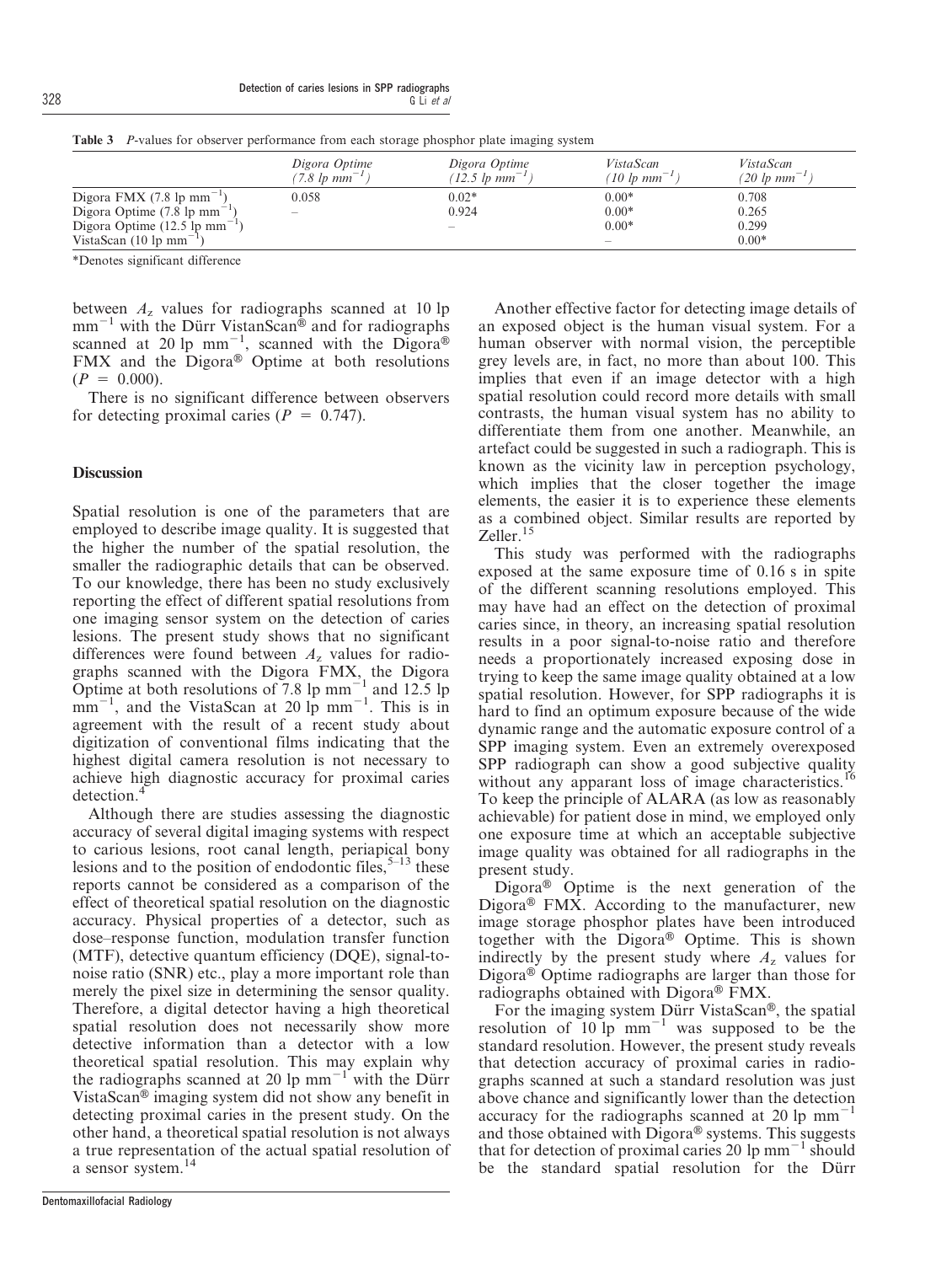**Table 3** *P*-values for observer performance from each storage phosphor plate imaging system

| | *Digora Optime (7.8 lp mm$^{-1}$)* | *Digora Optime (12.5 lp mm$^{-1}$)* | *VistaScan (10 lp mm$^{-1}$)* | *VistaScan (20 lp mm$^{-1}$)* |
|---|---|---|---|---|
| Digora FMX (7.8 lp mm$^{-1}$) | 0.058 | 0.02* | 0.00* | 0.708 |
| Digora Optime (7.8 lp mm$^{-1}$) | – | 0.924 | 0.00* | 0.265 |
| Digora Optime (12.5 lp mm$^{-1}$) | | – | 0.00* | 0.299 |
| VistaScan (10 lp mm$^{-1}$) | | | – | 0.00* |

*Denotes significant difference

between $A_z$ values for radiographs scanned at 10 lp mm$^{-1}$ with the Dürr VistanScan® and for radiographs scanned at 20 lp mm$^{-1}$, scanned with the Digora® FMX and the Digora® Optime at both resolutions ($P = 0.000$).

There is no significant difference between observers for detecting proximal caries ($P = 0.747$).

## Discussion

Spatial resolution is one of the parameters that are employed to describe image quality. It is suggested that the higher the number of the spatial resolution, the smaller the radiographic details that can be observed. To our knowledge, there has been no study exclusively reporting the effect of different spatial resolutions from one imaging sensor system on the detection of caries lesions. The present study shows that no significant differences were found between $A_z$ values for radiographs scanned with the Digora FMX, the Digora Optime at both resolutions of 7.8 lp mm$^{-1}$ and 12.5 lp mm$^{-1}$, and the VistaScan at 20 lp mm$^{-1}$. This is in agreement with the result of a recent study about digitization of conventional films indicating that the highest digital camera resolution is not necessary to achieve high diagnostic accuracy for proximal caries detection.[4]

Although there are studies assessing the diagnostic accuracy of several digital imaging systems with respect to carious lesions, root canal length, periapical bony lesions and to the position of endodontic files,[5–13] these reports cannot be considered as a comparison of the effect of theoretical spatial resolution on the diagnostic accuracy. Physical properties of a detector, such as dose–response function, modulation transfer function (MTF), detective quantum efficiency (DQE), signal-to-noise ratio (SNR) etc., play a more important role than merely the pixel size in determining the sensor quality. Therefore, a digital detector having a high theoretical spatial resolution does not necessarily show more detective information than a detector with a low theoretical spatial resolution. This may explain why the radiographs scanned at 20 lp mm$^{-1}$ with the Dürr VistaScan® imaging system did not show any benefit in detecting proximal caries in the present study. On the other hand, a theoretical spatial resolution is not always a true representation of the actual spatial resolution of a sensor system.[14]

Another effective factor for detecting image details of an exposed object is the human visual system. For a human observer with normal vision, the perceptible grey levels are, in fact, no more than about 100. This implies that even if an image detector with a high spatial resolution could record more details with small contrasts, the human visual system has no ability to differentiate them from one another. Meanwhile, an artefact could be suggested in such a radiograph. This is known as the vicinity law in perception psychology, which implies that the closer together the image elements, the easier it is to experience these elements as a combined object. Similar results are reported by Zeller.[15]

This study was performed with the radiographs exposed at the same exposure time of 0.16 s in spite of the different scanning resolutions employed. This may have had an effect on the detection of proximal caries since, in theory, an increasing spatial resolution results in a poor signal-to-noise ratio and therefore needs a proportionately increased exposing dose in trying to keep the same image quality obtained at a low spatial resolution. However, for SPP radiographs it is hard to find an optimum exposure because of the wide dynamic range and the automatic exposure control of a SPP imaging system. Even an extremely overexposed SPP radiograph can show a good subjective quality without any apparant loss of image characteristics.[16] To keep the principle of ALARA (as low as reasonably achievable) for patient dose in mind, we employed only one exposure time at which an acceptable subjective image quality was obtained for all radiographs in the present study.

Digora® Optime is the next generation of the Digora® FMX. According to the manufacturer, new image storage phosphor plates have been introduced together with the Digora® Optime. This is shown indirectly by the present study where $A_z$ values for Digora® Optime radiographs are larger than those for radiographs obtained with Digora® FMX.

For the imaging system Dürr VistaScan®, the spatial resolution of 10 lp mm$^{-1}$ was supposed to be the standard resolution. However, the present study reveals that detection accuracy of proximal caries in radiographs scanned at such a standard resolution was just above chance and significantly lower than the detection accuracy for the radiographs scanned at 20 lp mm$^{-1}$ and those obtained with Digora® systems. This suggests that for detection of proximal caries 20 lp mm$^{-1}$ should be the standard spatial resolution for the Dürr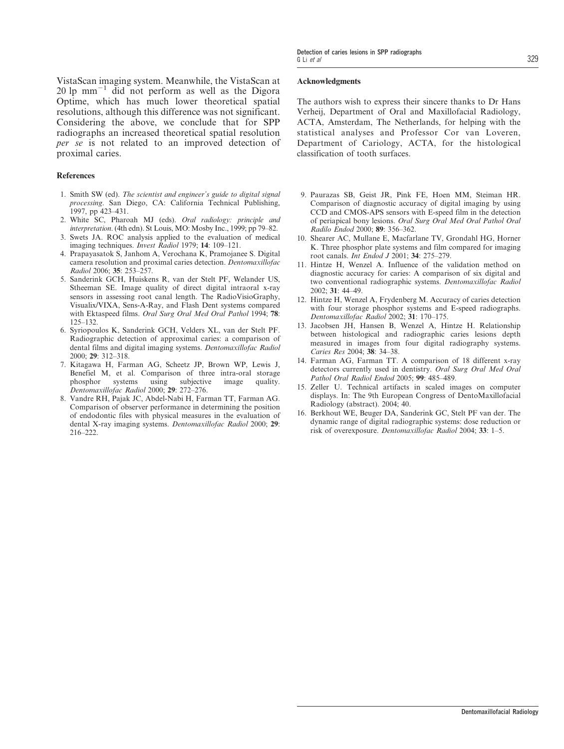VistaScan imaging system. Meanwhile, the VistaScan at 20 lp $mm^{-1}$ did not perform as well as the Digora Optime, which has much lower theoretical spatial resolutions, although this difference was not significant. Considering the above, we conclude that for SPP radiographs an increased theoretical spatial resolution *per se* is not related to an improved detection of proximal caries.

## Acknowledgments

The authors wish to express their sincere thanks to Dr Hans Verheij, Department of Oral and Maxillofacial Radiology, ACTA, Amsterdam, The Netherlands, for helping with the statistical analyses and Professor Cor van Loveren, Department of Cariology, ACTA, for the histological classification of tooth surfaces.

## References

1. Smith SW (ed). *The scientist and engineer's guide to digital signal processing*. San Diego, CA: California Technical Publishing, 1997, pp 423–431.
2. White SC, Pharoah MJ (eds). *Oral radiology: principle and interpretation*. (4th edn). St Louis, MO: Mosby Inc., 1999; pp 79–82.
3. Swets JA. ROC analysis applied to the evaluation of medical imaging techniques. *Invest Radiol* 1979; **14**: 109–121.
4. Prapayasatok S, Janhom A, Verochana K, Pramojanee S. Digital camera resolution and proximal caries detection. *Dentomaxillofac Radiol* 2006; **35**: 253–257.
5. Sanderink GCH, Huiskens R, van der Stelt PF, Welander US, Stheeman SE. Image quality of direct digital intraoral x-ray sensors in assessing root canal length. The RadioVisioGraphy, Visualix/VIXA, Sens-A-Ray, and Flash Dent systems compared with Ektaspeed films. *Oral Surg Oral Med Oral Pathol* 1994; **78**: 125–132.
6. Syriopoulos K, Sanderink GCH, Velders XL, van der Stelt PF. Radiographic detection of approximal caries: a comparison of dental films and digital imaging systems. *Dentomaxillofac Radiol* 2000; **29**: 312–318.
7. Kitagawa H, Farman AG, Scheetz JP, Brown WP, Lewis J, Benefiel M, et al. Comparison of three intra-oral storage phosphor systems using subjective image quality. *Dentomaxillofac Radiol* 2000; **29**: 272–276.
8. Vandre RH, Pajak JC, Abdel-Nabi H, Farman TT, Farman AG. Comparison of observer performance in determining the position of endodontic files with physical measures in the evaluation of dental X-ray imaging systems. *Dentomaxillofac Radiol* 2000; **29**: 216–222.
9. Paurazas SB, Geist JR, Pink FE, Hoen MM, Steiman HR. Comparison of diagnostic accuracy of digital imaging by using CCD and CMOS-APS sensors with E-speed film in the detection of periapical bony lesions. *Oral Surg Oral Med Oral Pathol Oral Radilo Endod* 2000; **89**: 356–362.
10. Shearer AC, Mullane E, Macfarlane TV, Grondahl HG, Horner K. Three phosphor plate systems and film compared for imaging root canals. *Int Endod J* 2001; **34**: 275–279.
11. Hintze H, Wenzel A. Influence of the validation method on diagnostic accuracy for caries: A comparison of six digital and two conventional radiographic systems. *Dentomaxillofac Radiol* 2002; **31**: 44–49.
12. Hintze H, Wenzel A, Frydenberg M. Accuracy of caries detection with four storage phosphor systems and E-speed radiographs. *Dentomaxillofac Radiol* 2002; **31**: 170–175.
13. Jacobsen JH, Hansen B, Wenzel A, Hintze H. Relationship between histological and radiographic caries lesions depth measured in images from four digital radiography systems. *Caries Res* 2004; **38**: 34–38.
14. Farman AG, Farman TT. A comparison of 18 different x-ray detectors currently used in dentistry. *Oral Surg Oral Med Oral Pathol Oral Radiol Endod* 2005; **99**: 485–489.
15. Zeller U. Technical artifacts in scaled images on computer displays. In: The 9th European Congress of DentoMaxillofacial Radiology (abstract). 2004; 40.
16. Berkhout WE, Beuger DA, Sanderink GC, Stelt PF van der. The dynamic range of digital radiographic systems: dose reduction or risk of overexposure. *Dentomaxillofac Radiol* 2004; **33**: 1–5.